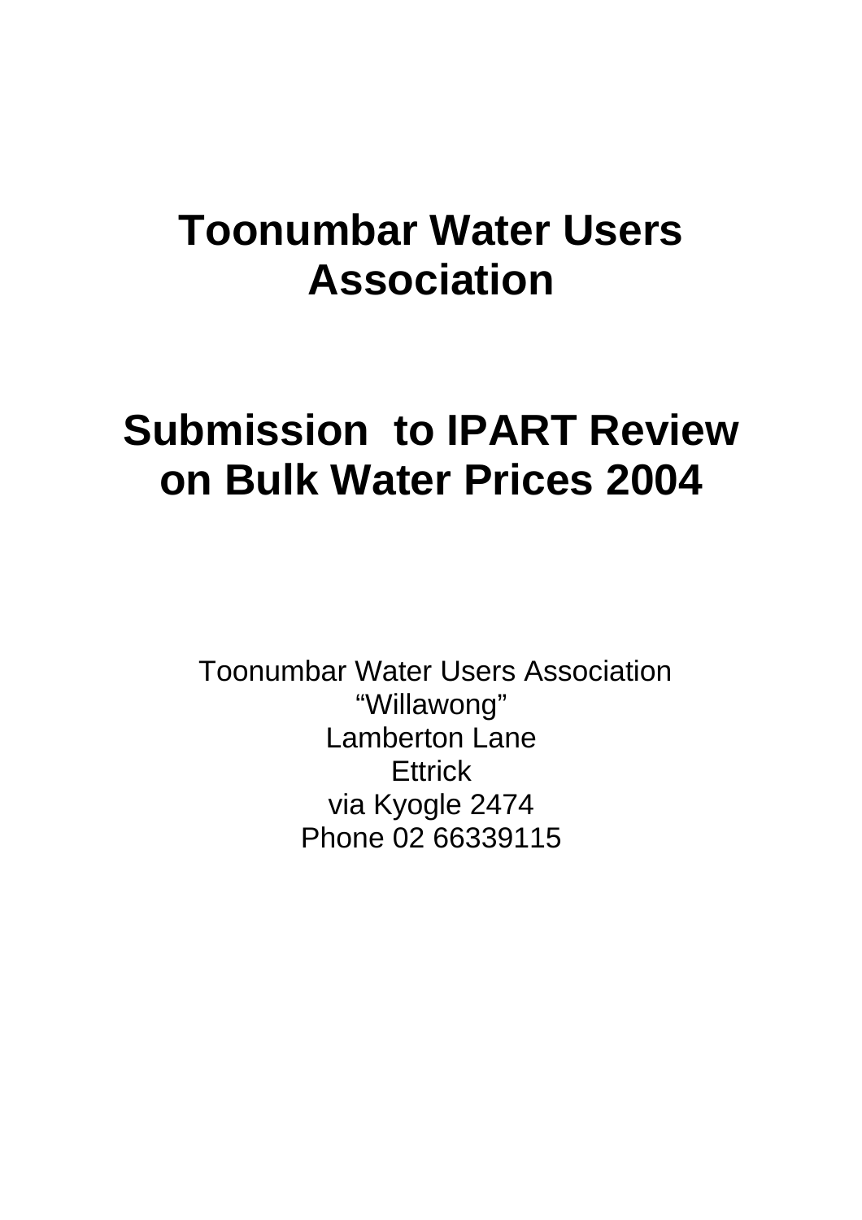# Toonumbar Water Users Association

# Submission to IPART Review on Bulk Water Prices 2004

Toonumbar Water Users Association
"Willawong"
Lamberton Lane
Ettrick
via Kyogle 2474
Phone 02 66339115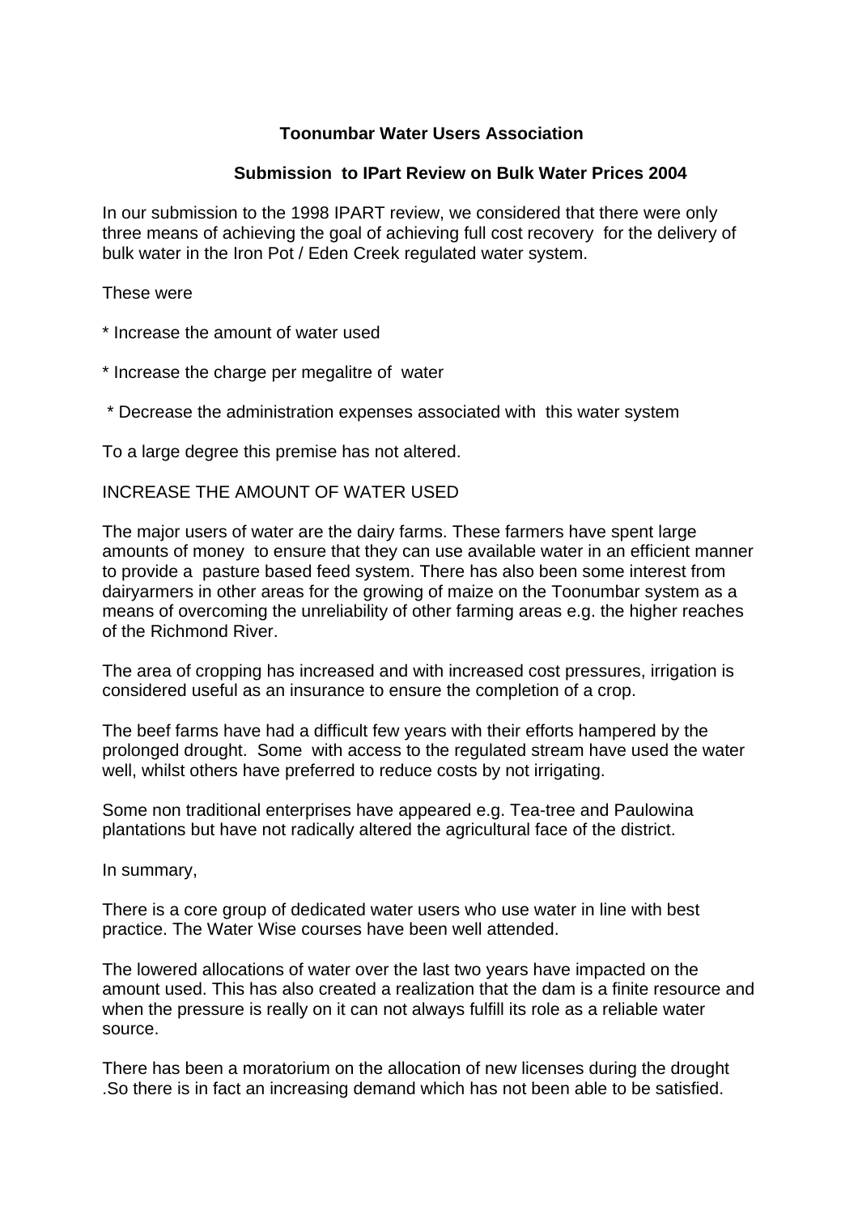**Toonumbar Water Users Association**

**Submission to IPart Review on Bulk Water Prices 2004**

In our submission to the 1998 IPART review, we considered that there were only three means of achieving the goal of achieving full cost recovery for the delivery of bulk water in the Iron Pot / Eden Creek regulated water system.

These were

* Increase the amount of water used

* Increase the charge per megalitre of water

* Decrease the administration expenses associated with this water system

To a large degree this premise has not altered.

INCREASE THE AMOUNT OF WATER USED

The major users of water are the dairy farms. These farmers have spent large amounts of money to ensure that they can use available water in an efficient manner to provide a pasture based feed system. There has also been some interest from dairyarmers in other areas for the growing of maize on the Toonumbar system as a means of overcoming the unreliability of other farming areas e.g. the higher reaches of the Richmond River.

The area of cropping has increased and with increased cost pressures, irrigation is considered useful as an insurance to ensure the completion of a crop.

The beef farms have had a difficult few years with their efforts hampered by the prolonged drought. Some with access to the regulated stream have used the water well, whilst others have preferred to reduce costs by not irrigating.

Some non traditional enterprises have appeared e.g. Tea-tree and Paulowina plantations but have not radically altered the agricultural face of the district.

In summary,

There is a core group of dedicated water users who use water in line with best practice. The Water Wise courses have been well attended.

The lowered allocations of water over the last two years have impacted on the amount used. This has also created a realization that the dam is a finite resource and when the pressure is really on it can not always fulfill its role as a reliable water source.

There has been a moratorium on the allocation of new licenses during the drought .So there is in fact an increasing demand which has not been able to be satisfied.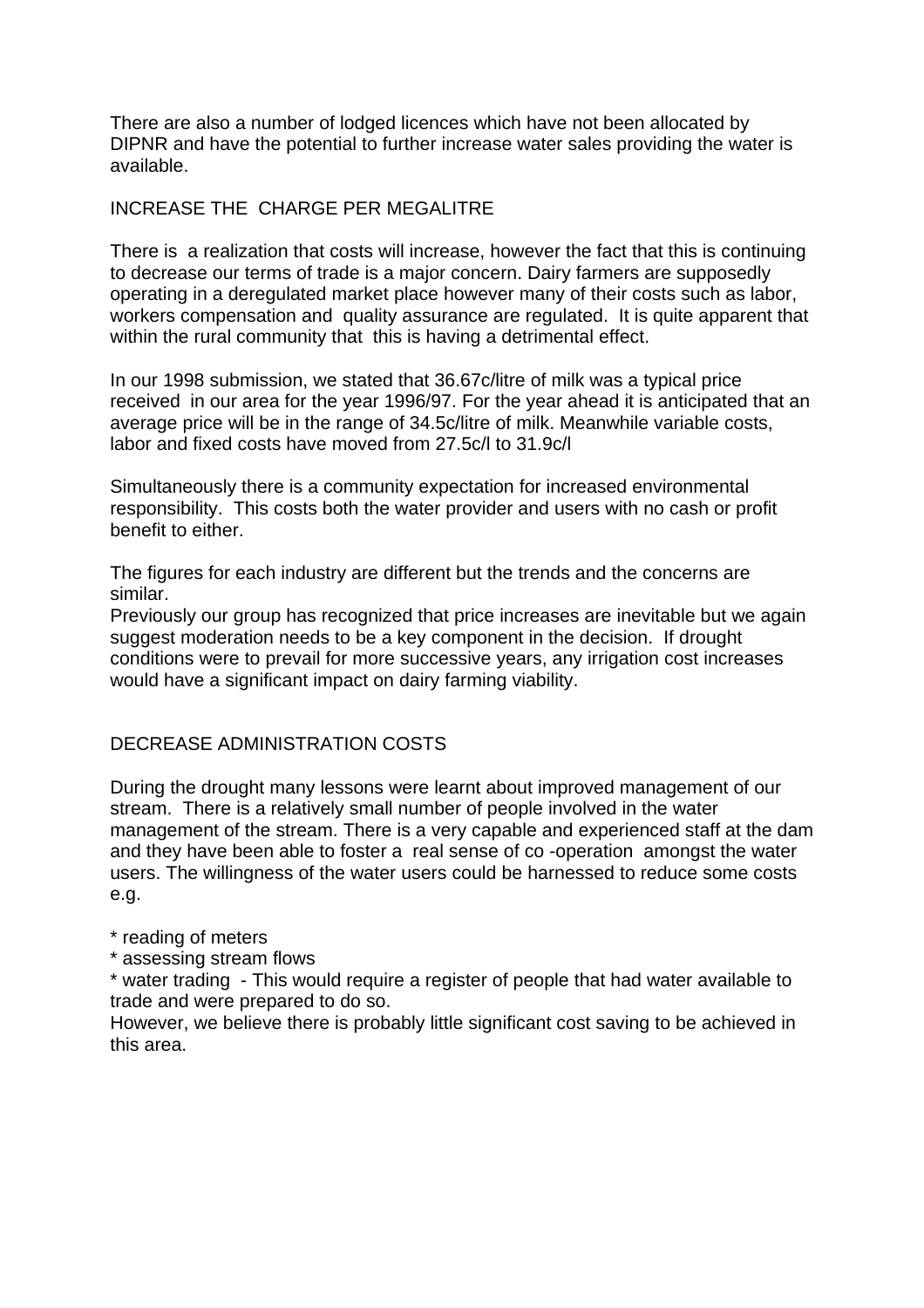There are also a number of lodged licences which have not been allocated by DIPNR and have the potential to further increase water sales providing the water is available.

## INCREASE THE CHARGE PER MEGALITRE

There is a realization that costs will increase, however the fact that this is continuing to decrease our terms of trade is a major concern. Dairy farmers are supposedly operating in a deregulated market place however many of their costs such as labor, workers compensation and quality assurance are regulated. It is quite apparent that within the rural community that this is having a detrimental effect.

In our 1998 submission, we stated that 36.67c/litre of milk was a typical price received in our area for the year 1996/97. For the year ahead it is anticipated that an average price will be in the range of 34.5c/litre of milk. Meanwhile variable costs, labor and fixed costs have moved from 27.5c/l to 31.9c/l

Simultaneously there is a community expectation for increased environmental responsibility. This costs both the water provider and users with no cash or profit benefit to either.

The figures for each industry are different but the trends and the concerns are similar.
Previously our group has recognized that price increases are inevitable but we again suggest moderation needs to be a key component in the decision. If drought conditions were to prevail for more successive years, any irrigation cost increases would have a significant impact on dairy farming viability.

## DECREASE ADMINISTRATION COSTS

During the drought many lessons were learnt about improved management of our stream. There is a relatively small number of people involved in the water management of the stream. There is a very capable and experienced staff at the dam and they have been able to foster a real sense of co -operation amongst the water users. The willingness of the water users could be harnessed to reduce some costs e.g.

* reading of meters
* assessing stream flows
* water trading - This would require a register of people that had water available to trade and were prepared to do so.

However, we believe there is probably little significant cost saving to be achieved in this area.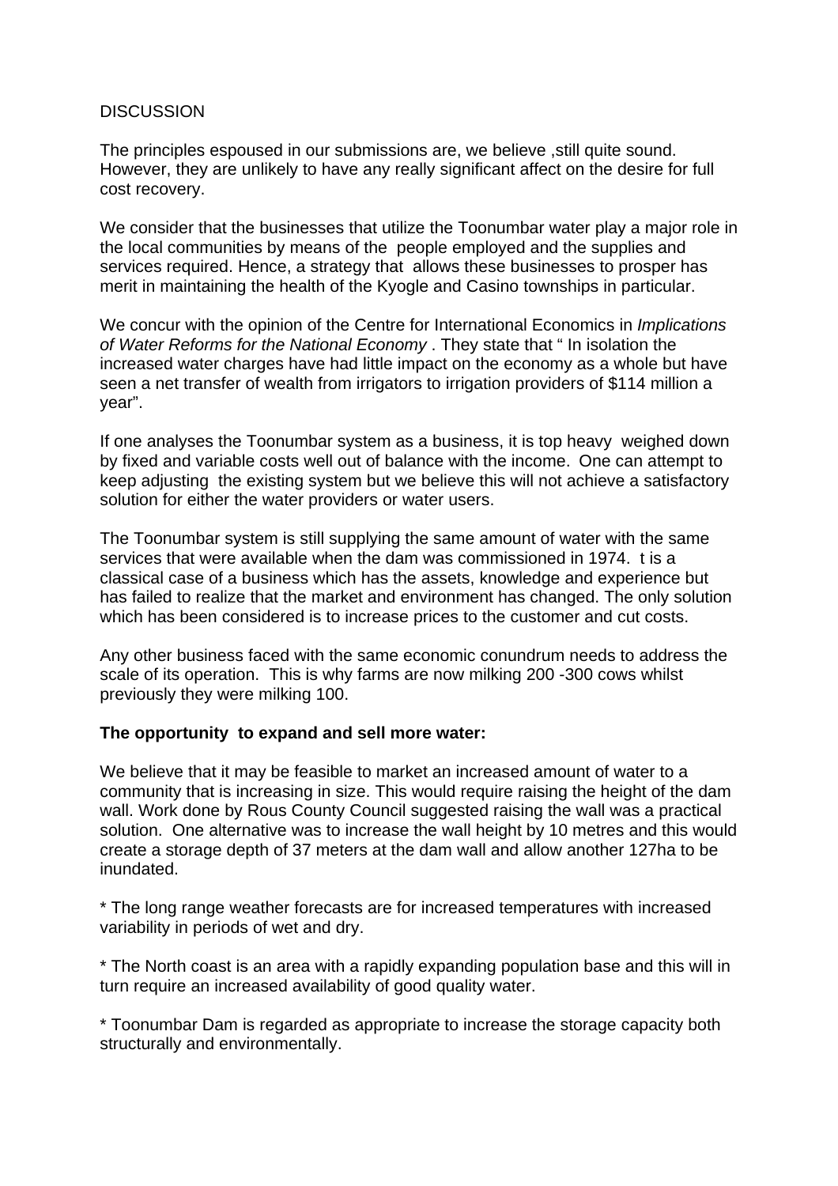DISCUSSION

The principles espoused in our submissions are, we believe ,still quite sound. However, they are unlikely to have any really significant affect on the desire for full cost recovery.

We consider that the businesses that utilize the Toonumbar water play a major role in the local communities by means of the people employed and the supplies and services required. Hence, a strategy that allows these businesses to prosper has merit in maintaining the health of the Kyogle and Casino townships in particular.

We concur with the opinion of the Centre for International Economics in *Implications of Water Reforms for the National Economy* . They state that " In isolation the increased water charges have had little impact on the economy as a whole but have seen a net transfer of wealth from irrigators to irrigation providers of $114 million a year".

If one analyses the Toonumbar system as a business, it is top heavy weighed down by fixed and variable costs well out of balance with the income. One can attempt to keep adjusting the existing system but we believe this will not achieve a satisfactory solution for either the water providers or water users.

The Toonumbar system is still supplying the same amount of water with the same services that were available when the dam was commissioned in 1974. t is a classical case of a business which has the assets, knowledge and experience but has failed to realize that the market and environment has changed. The only solution which has been considered is to increase prices to the customer and cut costs.

Any other business faced with the same economic conundrum needs to address the scale of its operation. This is why farms are now milking 200 -300 cows whilst previously they were milking 100.

**The opportunity to expand and sell more water:**

We believe that it may be feasible to market an increased amount of water to a community that is increasing in size. This would require raising the height of the dam wall. Work done by Rous County Council suggested raising the wall was a practical solution. One alternative was to increase the wall height by 10 metres and this would create a storage depth of 37 meters at the dam wall and allow another 127ha to be inundated.

* The long range weather forecasts are for increased temperatures with increased variability in periods of wet and dry.

* The North coast is an area with a rapidly expanding population base and this will in turn require an increased availability of good quality water.

* Toonumbar Dam is regarded as appropriate to increase the storage capacity both structurally and environmentally.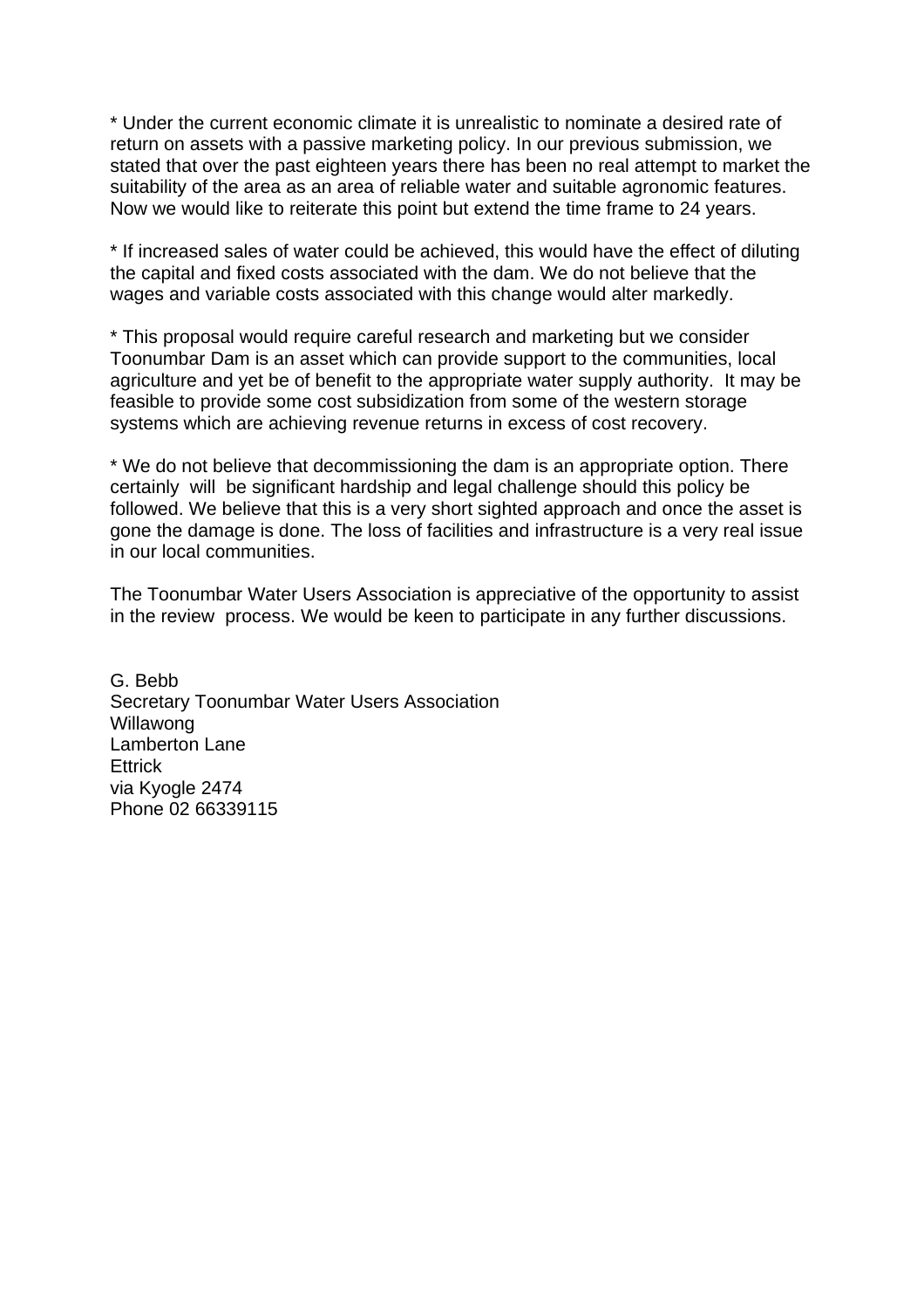* Under the current economic climate it is unrealistic to nominate a desired rate of return on assets with a passive marketing policy. In our previous submission, we stated that over the past eighteen years there has been no real attempt to market the suitability of the area as an area of reliable water and suitable agronomic features. Now we would like to reiterate this point but extend the time frame to 24 years.

* If increased sales of water could be achieved, this would have the effect of diluting the capital and fixed costs associated with the dam. We do not believe that the wages and variable costs associated with this change would alter markedly.

* This proposal would require careful research and marketing but we consider Toonumbar Dam is an asset which can provide support to the communities, local agriculture and yet be of benefit to the appropriate water supply authority. It may be feasible to provide some cost subsidization from some of the western storage systems which are achieving revenue returns in excess of cost recovery.

* We do not believe that decommissioning the dam is an appropriate option. There certainly will be significant hardship and legal challenge should this policy be followed. We believe that this is a very short sighted approach and once the asset is gone the damage is done. The loss of facilities and infrastructure is a very real issue in our local communities.

The Toonumbar Water Users Association is appreciative of the opportunity to assist in the review process. We would be keen to participate in any further discussions.

G. Bebb
Secretary Toonumbar Water Users Association
Willawong
Lamberton Lane
Ettrick
via Kyogle 2474
Phone 02 66339115